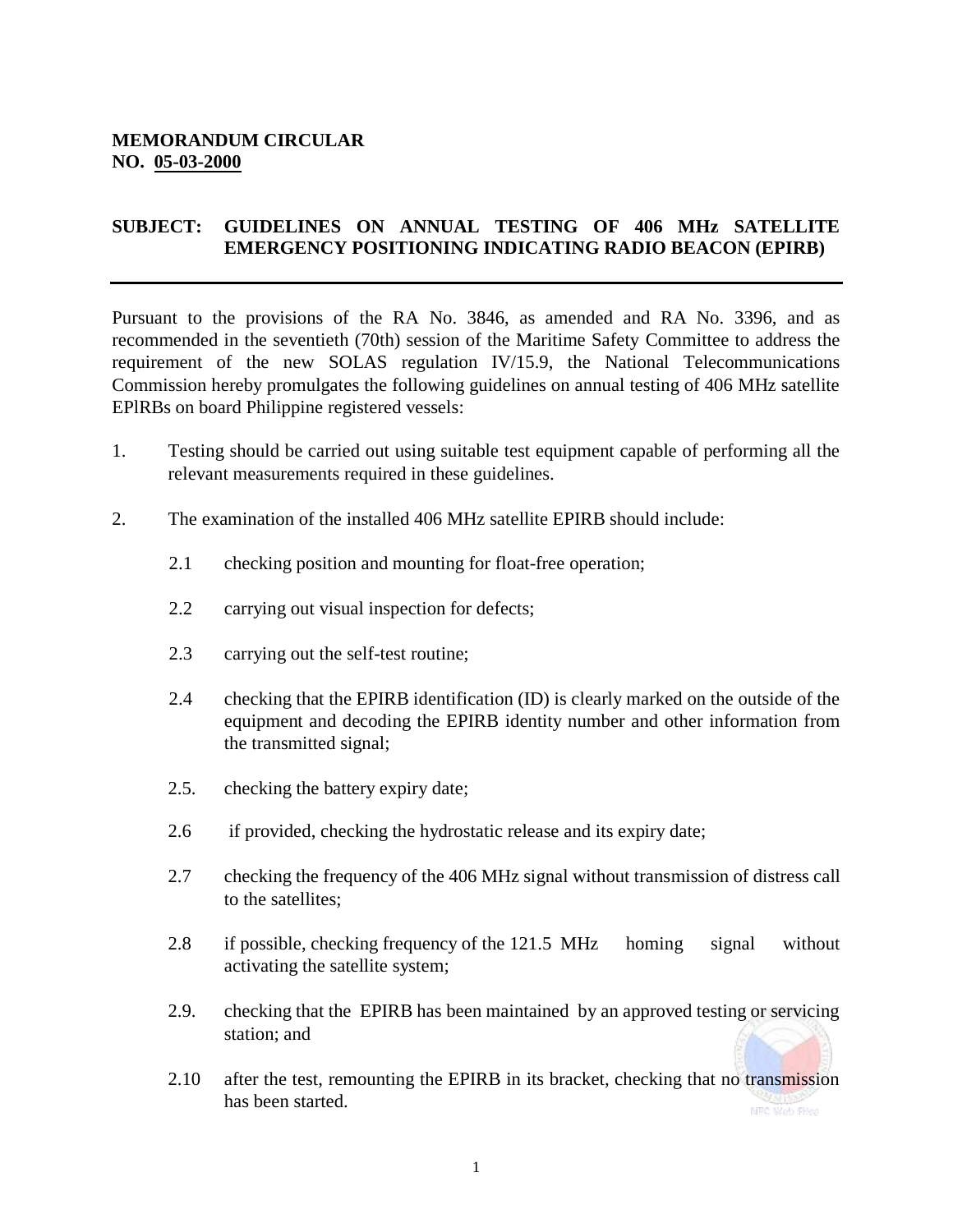**MEMORANDUM CIRCULAR**
**NO. <u>05-03-2000</u>**

**SUBJECT: GUIDELINES ON ANNUAL TESTING OF 406 MHz SATELLITE EMERGENCY POSITIONING INDICATING RADIO BEACON (EPIRB)**

---

Pursuant to the provisions of the RA No. 3846, as amended and RA No. 3396, and as recommended in the seventieth (70th) session of the Maritime Safety Committee to address the requirement of the new SOLAS regulation IV/15.9, the National Telecommunications Commission hereby promulgates the following guidelines on annual testing of 406 MHz satellite EPlRBs on board Philippine registered vessels:

1. Testing should be carried out using suitable test equipment capable of performing all the relevant measurements required in these guidelines.

2. The examination of the installed 406 MHz satellite EPIRB should include:

   2.1 checking position and mounting for float-free operation;

   2.2 carrying out visual inspection for defects;

   2.3 carrying out the self-test routine;

   2.4 checking that the EPIRB identification (ID) is clearly marked on the outside of the equipment and decoding the EPIRB identity number and other information from the transmitted signal;

   2.5. checking the battery expiry date;

   2.6 if provided, checking the hydrostatic release and its expiry date;

   2.7 checking the frequency of the 406 MHz signal without transmission of distress call to the satellites;

   2.8 if possible, checking frequency of the 121.5 MHz homing signal without activating the satellite system;

   2.9. checking that the EPIRB has been maintained by an approved testing or servicing station; and

   2.10 after the test, remounting the EPIRB in its bracket, checking that no transmission has been started.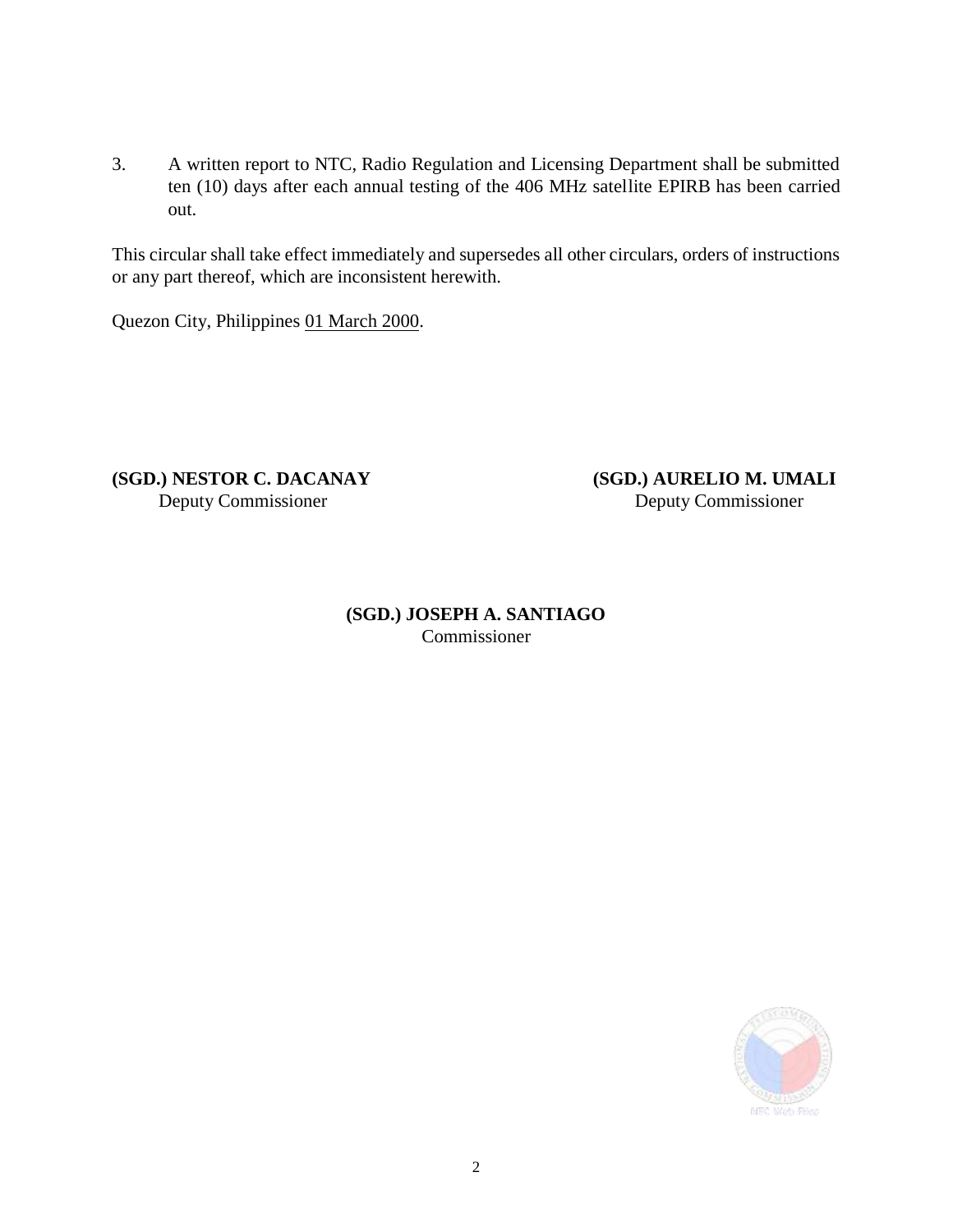3. A written report to NTC, Radio Regulation and Licensing Department shall be submitted ten (10) days after each annual testing of the 406 MHz satellite EPIRB has been carried out.

This circular shall take effect immediately and supersedes all other circulars, orders of instructions or any part thereof, which are inconsistent herewith.

Quezon City, Philippines 01 March 2000.

**(SGD.) NESTOR C. DACANAY**
Deputy Commissioner

**(SGD.) AURELIO M. UMALI**
Deputy Commissioner

**(SGD.) JOSEPH A. SANTIAGO**
Commissioner